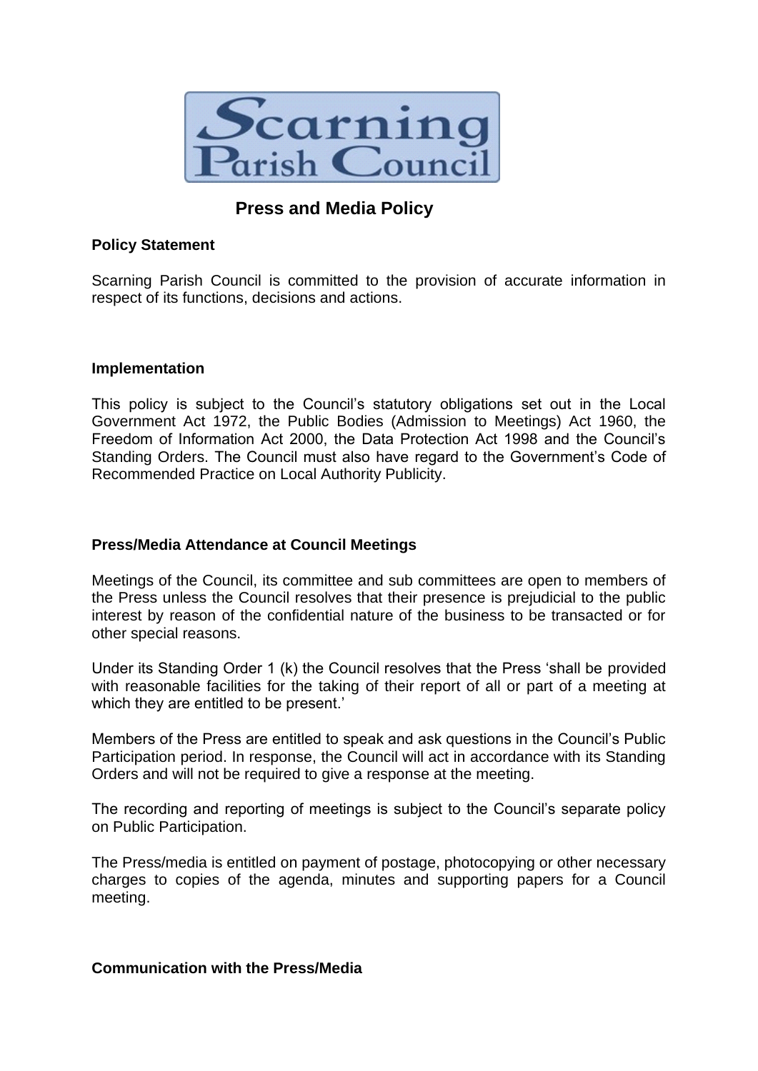Scarning Parish Council

# Press and Media Policy

**Policy Statement**

Scarning Parish Council is committed to the provision of accurate information in respect of its functions, decisions and actions.

**Implementation**

This policy is subject to the Council's statutory obligations set out in the Local Government Act 1972, the Public Bodies (Admission to Meetings) Act 1960, the Freedom of Information Act 2000, the Data Protection Act 1998 and the Council's Standing Orders. The Council must also have regard to the Government's Code of Recommended Practice on Local Authority Publicity.

**Press/Media Attendance at Council Meetings**

Meetings of the Council, its committee and sub committees are open to members of the Press unless the Council resolves that their presence is prejudicial to the public interest by reason of the confidential nature of the business to be transacted or for other special reasons.

Under its Standing Order 1 (k) the Council resolves that the Press 'shall be provided with reasonable facilities for the taking of their report of all or part of a meeting at which they are entitled to be present.'

Members of the Press are entitled to speak and ask questions in the Council's Public Participation period. In response, the Council will act in accordance with its Standing Orders and will not be required to give a response at the meeting.

The recording and reporting of meetings is subject to the Council's separate policy on Public Participation.

The Press/media is entitled on payment of postage, photocopying or other necessary charges to copies of the agenda, minutes and supporting papers for a Council meeting.

**Communication with the Press/Media**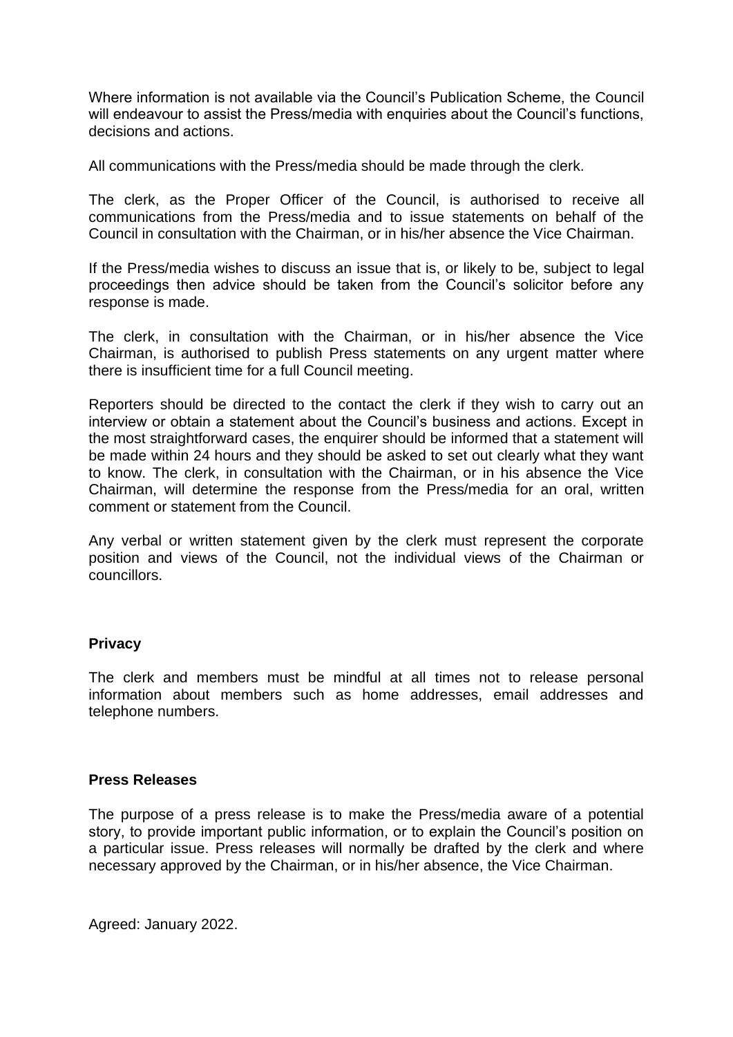Where information is not available via the Council's Publication Scheme, the Council will endeavour to assist the Press/media with enquiries about the Council's functions, decisions and actions.

All communications with the Press/media should be made through the clerk.

The clerk, as the Proper Officer of the Council, is authorised to receive all communications from the Press/media and to issue statements on behalf of the Council in consultation with the Chairman, or in his/her absence the Vice Chairman.

If the Press/media wishes to discuss an issue that is, or likely to be, subject to legal proceedings then advice should be taken from the Council's solicitor before any response is made.

The clerk, in consultation with the Chairman, or in his/her absence the Vice Chairman, is authorised to publish Press statements on any urgent matter where there is insufficient time for a full Council meeting.

Reporters should be directed to the contact the clerk if they wish to carry out an interview or obtain a statement about the Council's business and actions. Except in the most straightforward cases, the enquirer should be informed that a statement will be made within 24 hours and they should be asked to set out clearly what they want to know. The clerk, in consultation with the Chairman, or in his absence the Vice Chairman, will determine the response from the Press/media for an oral, written comment or statement from the Council.

Any verbal or written statement given by the clerk must represent the corporate position and views of the Council, not the individual views of the Chairman or councillors.

**Privacy**

The clerk and members must be mindful at all times not to release personal information about members such as home addresses, email addresses and telephone numbers.

**Press Releases**

The purpose of a press release is to make the Press/media aware of a potential story, to provide important public information, or to explain the Council's position on a particular issue. Press releases will normally be drafted by the clerk and where necessary approved by the Chairman, or in his/her absence, the Vice Chairman.

Agreed: January 2022.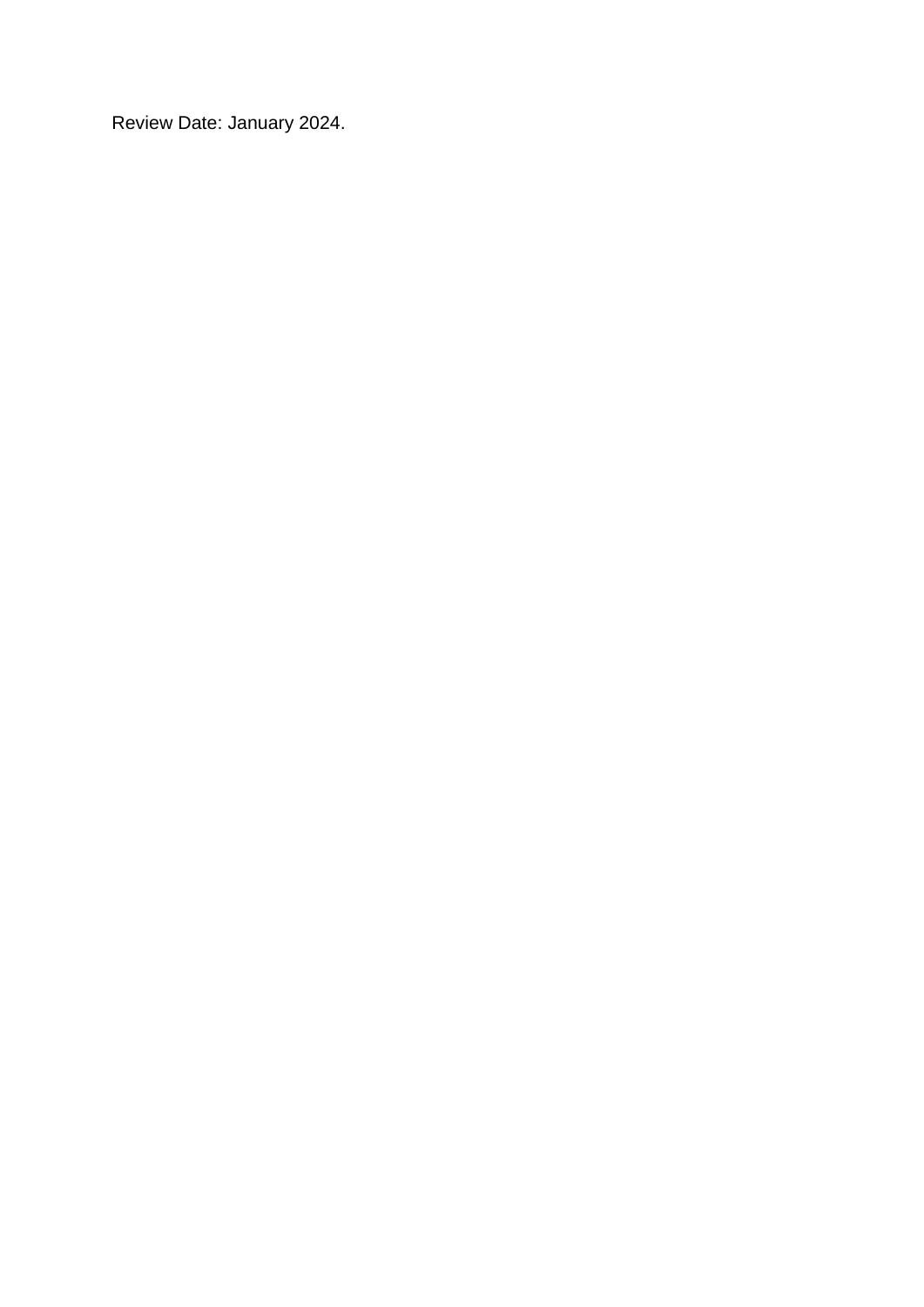Review Date: January 2024.